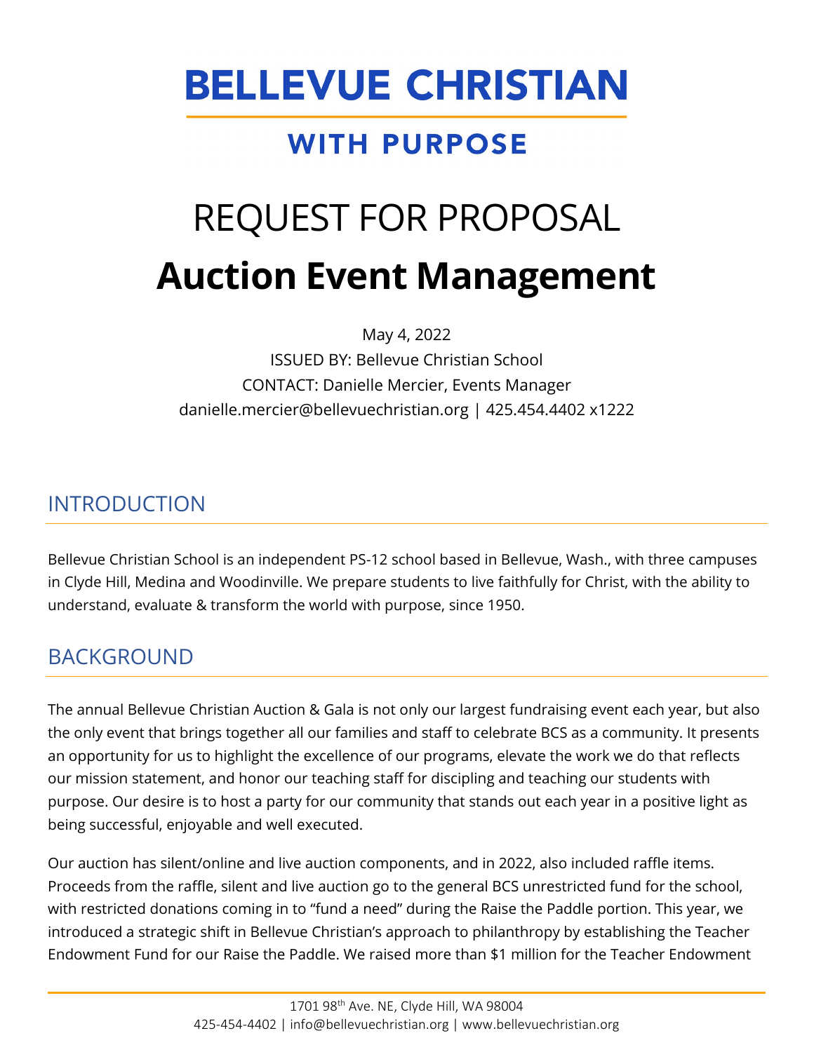# BELLEVUE CHRISTIAN

## WITH PURPOSE

# REQUEST FOR PROPOSAL

# Auction Event Management

May 4, 2022
ISSUED BY: Bellevue Christian School
CONTACT: Danielle Mercier, Events Manager
danielle.mercier@bellevuechristian.org | 425.454.4402 x1222

## INTRODUCTION

Bellevue Christian School is an independent PS-12 school based in Bellevue, Wash., with three campuses in Clyde Hill, Medina and Woodinville. We prepare students to live faithfully for Christ, with the ability to understand, evaluate & transform the world with purpose, since 1950.

## BACKGROUND

The annual Bellevue Christian Auction & Gala is not only our largest fundraising event each year, but also the only event that brings together all our families and staff to celebrate BCS as a community. It presents an opportunity for us to highlight the excellence of our programs, elevate the work we do that reflects our mission statement, and honor our teaching staff for discipling and teaching our students with purpose. Our desire is to host a party for our community that stands out each year in a positive light as being successful, enjoyable and well executed.

Our auction has silent/online and live auction components, and in 2022, also included raffle items. Proceeds from the raffle, silent and live auction go to the general BCS unrestricted fund for the school, with restricted donations coming in to "fund a need" during the Raise the Paddle portion. This year, we introduced a strategic shift in Bellevue Christian's approach to philanthropy by establishing the Teacher Endowment Fund for our Raise the Paddle. We raised more than $1 million for the Teacher Endowment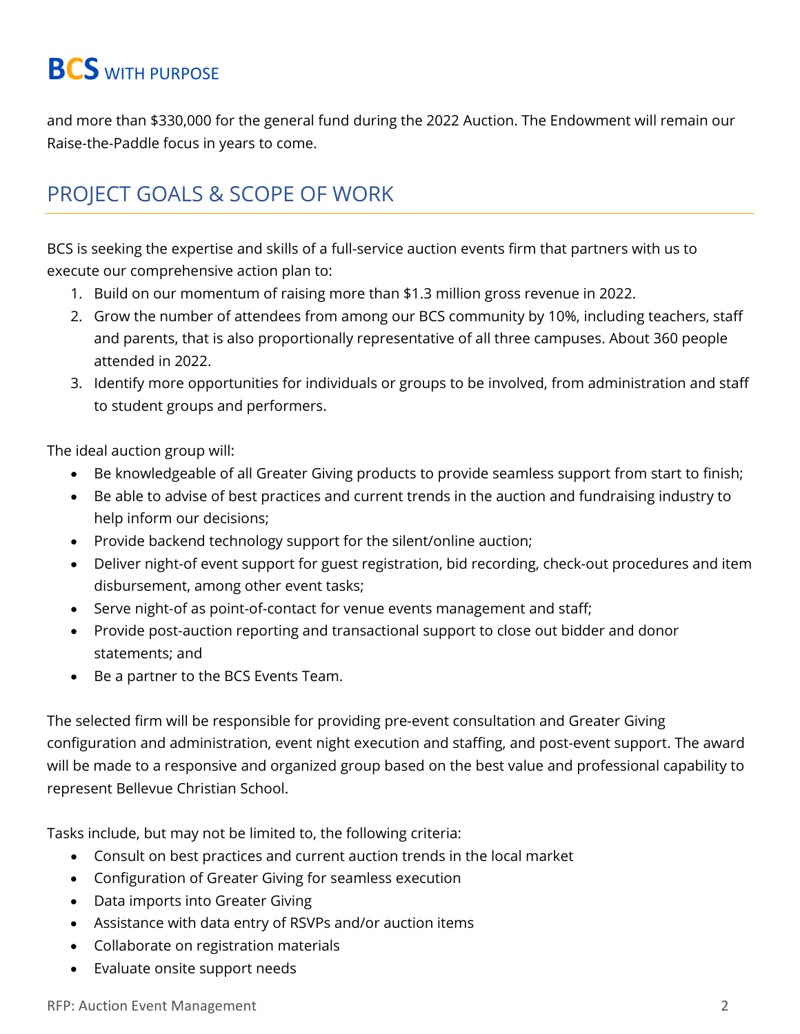and more than $330,000 for the general fund during the 2022 Auction. The Endowment will remain our Raise-the-Paddle focus in years to come.

## PROJECT GOALS & SCOPE OF WORK

BCS is seeking the expertise and skills of a full-service auction events firm that partners with us to execute our comprehensive action plan to:

1. Build on our momentum of raising more than $1.3 million gross revenue in 2022.
2. Grow the number of attendees from among our BCS community by 10%, including teachers, staff and parents, that is also proportionally representative of all three campuses. About 360 people attended in 2022.
3. Identify more opportunities for individuals or groups to be involved, from administration and staff to student groups and performers.

The ideal auction group will:

- Be knowledgeable of all Greater Giving products to provide seamless support from start to finish;
- Be able to advise of best practices and current trends in the auction and fundraising industry to help inform our decisions;
- Provide backend technology support for the silent/online auction;
- Deliver night-of event support for guest registration, bid recording, check-out procedures and item disbursement, among other event tasks;
- Serve night-of as point-of-contact for venue events management and staff;
- Provide post-auction reporting and transactional support to close out bidder and donor statements; and
- Be a partner to the BCS Events Team.

The selected firm will be responsible for providing pre-event consultation and Greater Giving configuration and administration, event night execution and staffing, and post-event support. The award will be made to a responsive and organized group based on the best value and professional capability to represent Bellevue Christian School.

Tasks include, but may not be limited to, the following criteria:

- Consult on best practices and current auction trends in the local market
- Configuration of Greater Giving for seamless execution
- Data imports into Greater Giving
- Assistance with data entry of RSVPs and/or auction items
- Collaborate on registration materials
- Evaluate onsite support needs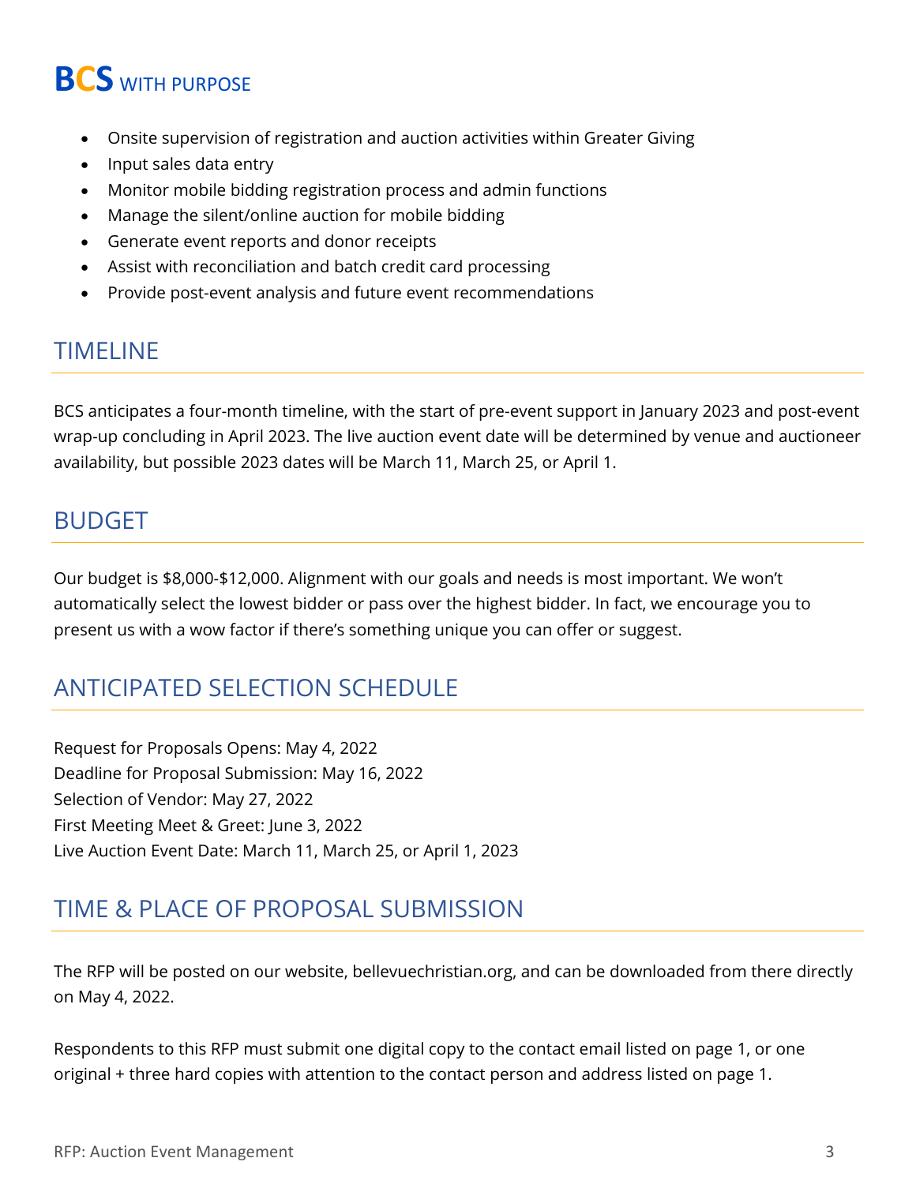- Onsite supervision of registration and auction activities within Greater Giving
- Input sales data entry
- Monitor mobile bidding registration process and admin functions
- Manage the silent/online auction for mobile bidding
- Generate event reports and donor receipts
- Assist with reconciliation and batch credit card processing
- Provide post-event analysis and future event recommendations

## TIMELINE

BCS anticipates a four-month timeline, with the start of pre-event support in January 2023 and post-event wrap-up concluding in April 2023. The live auction event date will be determined by venue and auctioneer availability, but possible 2023 dates will be March 11, March 25, or April 1.

## BUDGET

Our budget is $8,000-$12,000. Alignment with our goals and needs is most important. We won't automatically select the lowest bidder or pass over the highest bidder. In fact, we encourage you to present us with a wow factor if there's something unique you can offer or suggest.

## ANTICIPATED SELECTION SCHEDULE

Request for Proposals Opens: May 4, 2022
Deadline for Proposal Submission: May 16, 2022
Selection of Vendor: May 27, 2022
First Meeting Meet & Greet: June 3, 2022
Live Auction Event Date: March 11, March 25, or April 1, 2023

## TIME & PLACE OF PROPOSAL SUBMISSION

The RFP will be posted on our website, bellevuechristian.org, and can be downloaded from there directly on May 4, 2022.

Respondents to this RFP must submit one digital copy to the contact email listed on page 1, or one original + three hard copies with attention to the contact person and address listed on page 1.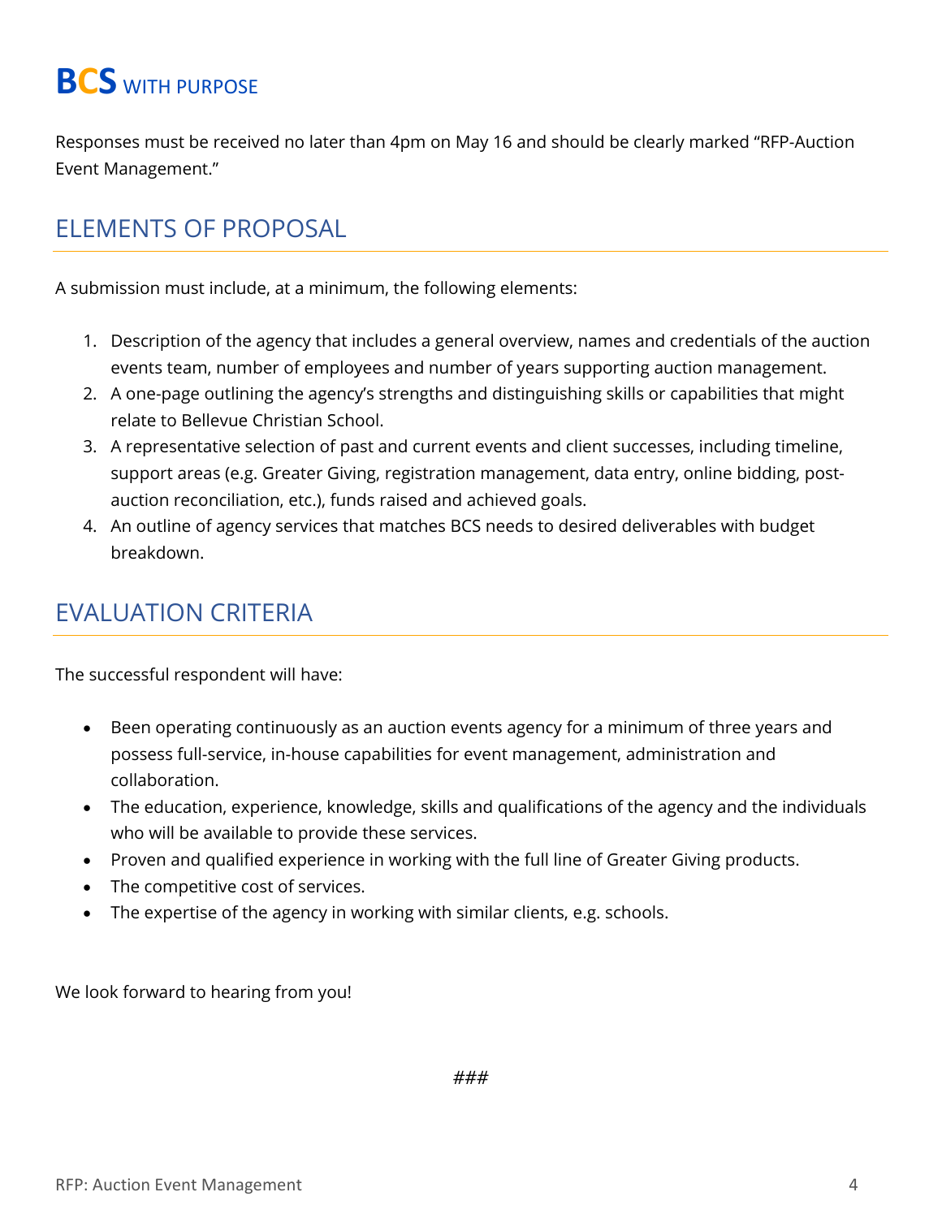Responses must be received no later than 4pm on May 16 and should be clearly marked "RFP-Auction Event Management."

## ELEMENTS OF PROPOSAL

A submission must include, at a minimum, the following elements:

1. Description of the agency that includes a general overview, names and credentials of the auction events team, number of employees and number of years supporting auction management.
2. A one-page outlining the agency's strengths and distinguishing skills or capabilities that might relate to Bellevue Christian School.
3. A representative selection of past and current events and client successes, including timeline, support areas (e.g. Greater Giving, registration management, data entry, online bidding, post-auction reconciliation, etc.), funds raised and achieved goals.
4. An outline of agency services that matches BCS needs to desired deliverables with budget breakdown.

## EVALUATION CRITERIA

The successful respondent will have:

- Been operating continuously as an auction events agency for a minimum of three years and possess full-service, in-house capabilities for event management, administration and collaboration.
- The education, experience, knowledge, skills and qualifications of the agency and the individuals who will be available to provide these services.
- Proven and qualified experience in working with the full line of Greater Giving products.
- The competitive cost of services.
- The expertise of the agency in working with similar clients, e.g. schools.

We look forward to hearing from you!

###